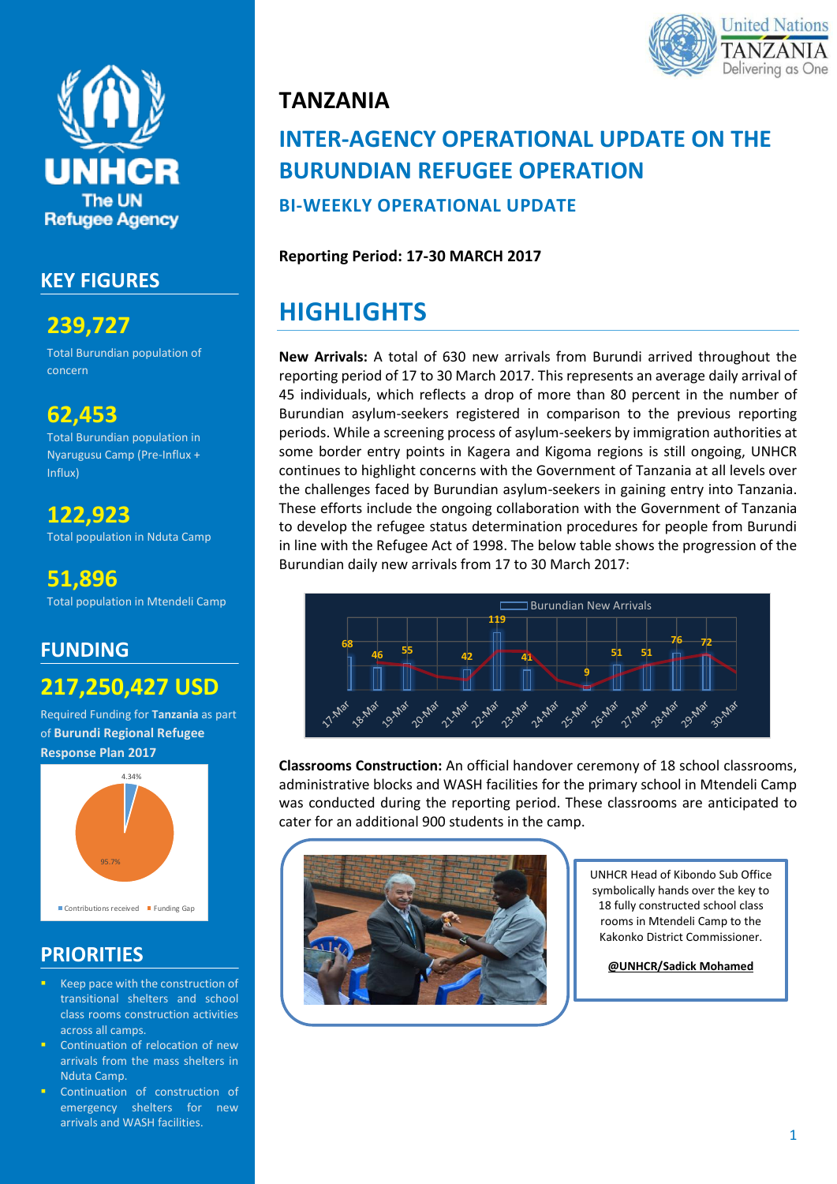# TANZANIA

## INTER-AGENCY OPERATIONAL UPDATE ON THE BURUNDIAN REFUGEE OPERATION

### BI-WEEKLY OPERATIONAL UPDATE

**Reporting Period: 17-30 MARCH 2017**

## KEY FIGURES

**239,727**
Total Burundian population of concern

**62,453**
Total Burundian population in Nyarugusu Camp (Pre-Influx + Influx)

**122,923**
Total population in Nduta Camp

**51,896**
Total population in Mtendeli Camp

## FUNDING

**217,250,427 USD**
Required Funding for **Tanzania** as part of **Burundi Regional Refugee Response Plan 2017**

| | |
|---|---|
| Contributions received | 4.34% |
| Funding Gap | 95.7% |

## PRIORITIES

- Keep pace with the construction of transitional shelters and school class rooms construction activities across all camps.
- Continuation of relocation of new arrivals from the mass shelters in Nduta Camp.
- Continuation of construction of emergency shelters for new arrivals and WASH facilities.

## HIGHLIGHTS

**New Arrivals:** A total of 630 new arrivals from Burundi arrived throughout the reporting period of 17 to 30 March 2017. This represents an average daily arrival of 45 individuals, which reflects a drop of more than 80 percent in the number of Burundian asylum-seekers registered in comparison to the previous reporting periods. While a screening process of asylum-seekers by immigration authorities at some border entry points in Kagera and Kigoma regions is still ongoing, UNHCR continues to highlight concerns with the Government of Tanzania at all levels over the challenges faced by Burundian asylum-seekers in gaining entry into Tanzania. These efforts include the ongoing collaboration with the Government of Tanzania to develop the refugee status determination procedures for people from Burundi in line with the Refugee Act of 1998. The below table shows the progression of the Burundian daily new arrivals from 17 to 30 March 2017:

Burundian New Arrivals

| 17-Mar | 18-Mar | 19-Mar | 20-Mar | 21-Mar | 22-Mar | 23-Mar | 24-Mar | 25-Mar | 26-Mar | 27-Mar | 28-Mar | 29-Mar | 30-Mar |
|---|---|---|---|---|---|---|---|---|---|---|---|---|---|
| 68 | 46 | 55 | | 42 | 119 | 41 | | 9 | 51 | 51 | 76 | 72 | |

**Classrooms Construction:** An official handover ceremony of 18 school classrooms, administrative blocks and WASH facilities for the primary school in Mtendeli Camp was conducted during the reporting period. These classrooms are anticipated to cater for an additional 900 students in the camp.

UNHCR Head of Kibondo Sub Office symbolically hands over the key to 18 fully constructed school class rooms in Mtendeli Camp to the Kakonko District Commissioner.

**@UNHCR/Sadick Mohamed**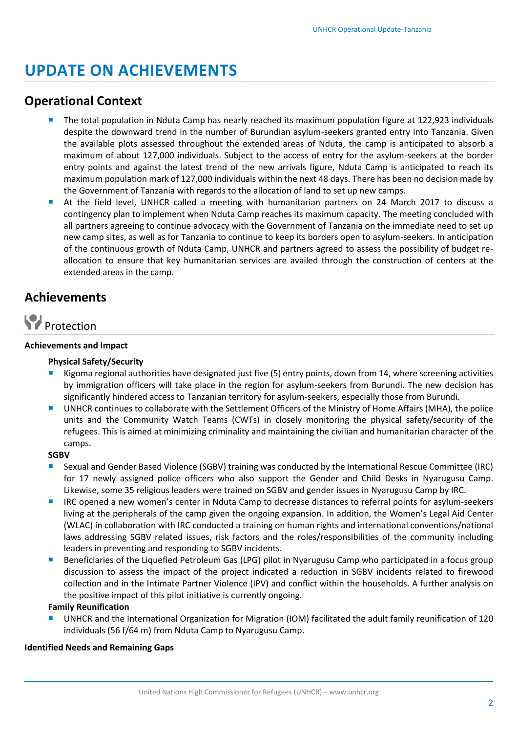# UPDATE ON ACHIEVEMENTS

## Operational Context

- The total population in Nduta Camp has nearly reached its maximum population figure at 122,923 individuals despite the downward trend in the number of Burundian asylum-seekers granted entry into Tanzania. Given the available plots assessed throughout the extended areas of Nduta, the camp is anticipated to absorb a maximum of about 127,000 individuals. Subject to the access of entry for the asylum-seekers at the border entry points and against the latest trend of the new arrivals figure, Nduta Camp is anticipated to reach its maximum population mark of 127,000 individuals within the next 48 days. There has been no decision made by the Government of Tanzania with regards to the allocation of land to set up new camps.
- At the field level, UNHCR called a meeting with humanitarian partners on 24 March 2017 to discuss a contingency plan to implement when Nduta Camp reaches its maximum capacity. The meeting concluded with all partners agreeing to continue advocacy with the Government of Tanzania on the immediate need to set up new camp sites, as well as for Tanzania to continue to keep its borders open to asylum-seekers. In anticipation of the continuous growth of Nduta Camp, UNHCR and partners agreed to assess the possibility of budget re-allocation to ensure that key humanitarian services are availed through the construction of centers at the extended areas in the camp.

## Achievements

### Protection

**Achievements and Impact**

**Physical Safety/Security**

- Kigoma regional authorities have designated just five (5) entry points, down from 14, where screening activities by immigration officers will take place in the region for asylum-seekers from Burundi. The new decision has significantly hindered access to Tanzanian territory for asylum-seekers, especially those from Burundi.
- UNHCR continues to collaborate with the Settlement Officers of the Ministry of Home Affairs (MHA), the police units and the Community Watch Teams (CWTs) in closely monitoring the physical safety/security of the refugees. This is aimed at minimizing criminality and maintaining the civilian and humanitarian character of the camps.

**SGBV**

- Sexual and Gender Based Violence (SGBV) training was conducted by the International Rescue Committee (IRC) for 17 newly assigned police officers who also support the Gender and Child Desks in Nyarugusu Camp. Likewise, some 35 religious leaders were trained on SGBV and gender issues in Nyarugusu Camp by IRC.
- IRC opened a new women's center in Nduta Camp to decrease distances to referral points for asylum-seekers living at the peripherals of the camp given the ongoing expansion. In addition, the Women's Legal Aid Center (WLAC) in collaboration with IRC conducted a training on human rights and international conventions/national laws addressing SGBV related issues, risk factors and the roles/responsibilities of the community including leaders in preventing and responding to SGBV incidents.
- Beneficiaries of the Liquefied Petroleum Gas (LPG) pilot in Nyarugusu Camp who participated in a focus group discussion to assess the impact of the project indicated a reduction in SGBV incidents related to firewood collection and in the Intimate Partner Violence (IPV) and conflict within the households. A further analysis on the positive impact of this pilot initiative is currently ongoing.

**Family Reunification**

- UNHCR and the International Organization for Migration (IOM) facilitated the adult family reunification of 120 individuals (56 f/64 m) from Nduta Camp to Nyarugusu Camp.

**Identified Needs and Remaining Gaps**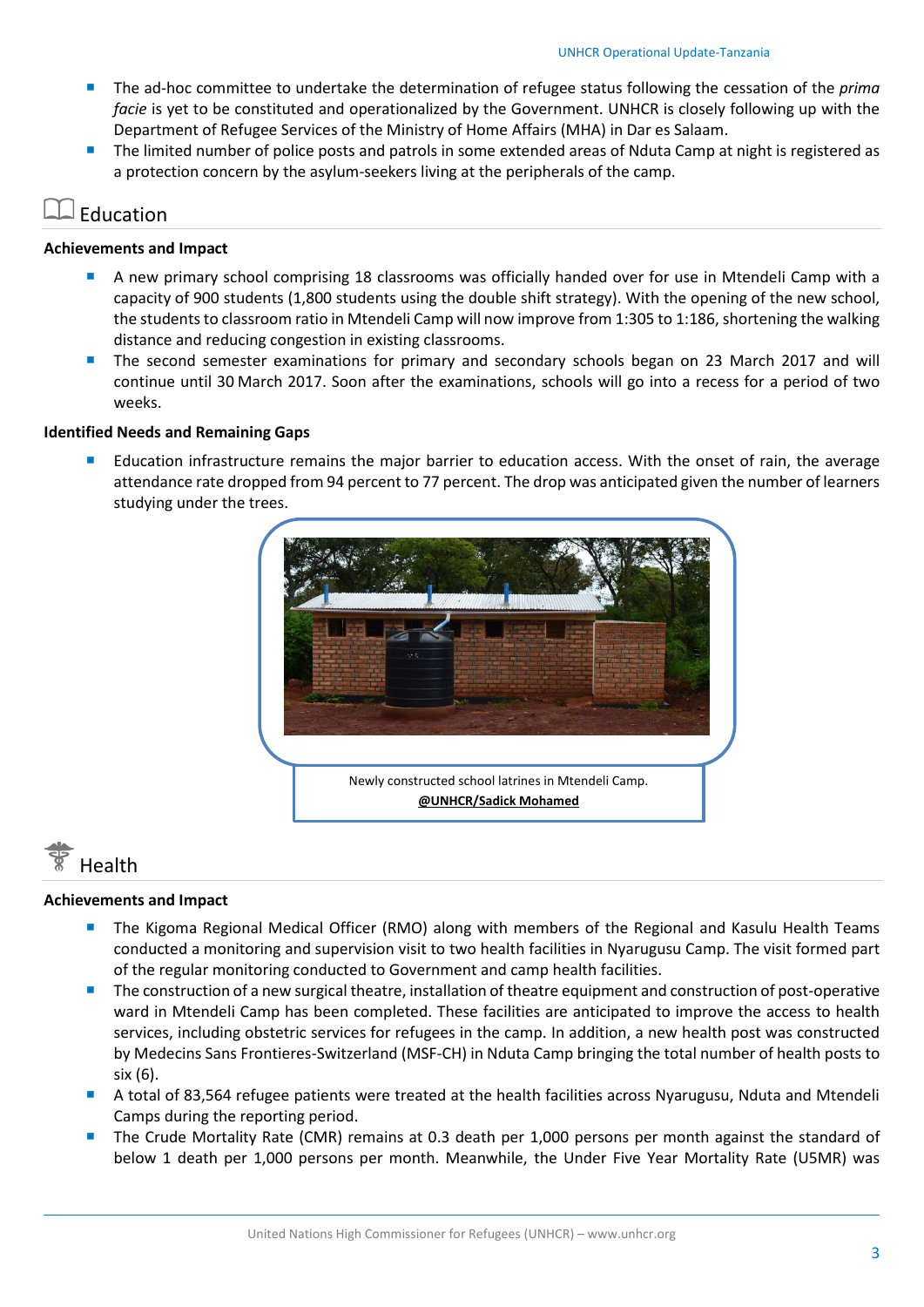- The ad-hoc committee to undertake the determination of refugee status following the cessation of the *prima facie* is yet to be constituted and operationalized by the Government. UNHCR is closely following up with the Department of Refugee Services of the Ministry of Home Affairs (MHA) in Dar es Salaam.
- The limited number of police posts and patrols in some extended areas of Nduta Camp at night is registered as a protection concern by the asylum-seekers living at the peripherals of the camp.

## Education

**Achievements and Impact**

- A new primary school comprising 18 classrooms was officially handed over for use in Mtendeli Camp with a capacity of 900 students (1,800 students using the double shift strategy). With the opening of the new school, the students to classroom ratio in Mtendeli Camp will now improve from 1:305 to 1:186, shortening the walking distance and reducing congestion in existing classrooms.
- The second semester examinations for primary and secondary schools began on 23 March 2017 and will continue until 30 March 2017. Soon after the examinations, schools will go into a recess for a period of two weeks.

**Identified Needs and Remaining Gaps**

- Education infrastructure remains the major barrier to education access. With the onset of rain, the average attendance rate dropped from 94 percent to 77 percent. The drop was anticipated given the number of learners studying under the trees.

Newly constructed school latrines in Mtendeli Camp.
**@UNHCR/Sadick Mohamed**

## Health

**Achievements and Impact**

- The Kigoma Regional Medical Officer (RMO) along with members of the Regional and Kasulu Health Teams conducted a monitoring and supervision visit to two health facilities in Nyarugusu Camp. The visit formed part of the regular monitoring conducted to Government and camp health facilities.
- The construction of a new surgical theatre, installation of theatre equipment and construction of post-operative ward in Mtendeli Camp has been completed. These facilities are anticipated to improve the access to health services, including obstetric services for refugees in the camp. In addition, a new health post was constructed by Medecins Sans Frontieres-Switzerland (MSF-CH) in Nduta Camp bringing the total number of health posts to six (6).
- A total of 83,564 refugee patients were treated at the health facilities across Nyarugusu, Nduta and Mtendeli Camps during the reporting period.
- The Crude Mortality Rate (CMR) remains at 0.3 death per 1,000 persons per month against the standard of below 1 death per 1,000 persons per month. Meanwhile, the Under Five Year Mortality Rate (U5MR) was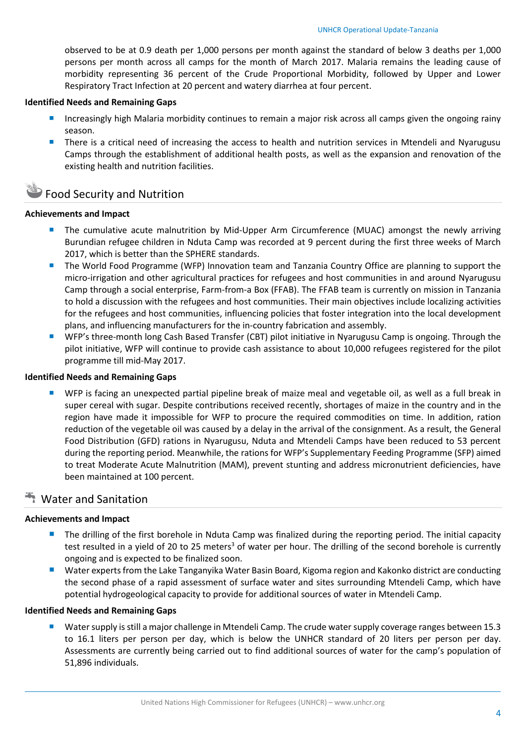observed to be at 0.9 death per 1,000 persons per month against the standard of below 3 deaths per 1,000 persons per month across all camps for the month of March 2017. Malaria remains the leading cause of morbidity representing 36 percent of the Crude Proportional Morbidity, followed by Upper and Lower Respiratory Tract Infection at 20 percent and watery diarrhea at four percent.

**Identified Needs and Remaining Gaps**

- Increasingly high Malaria morbidity continues to remain a major risk across all camps given the ongoing rainy season.
- There is a critical need of increasing the access to health and nutrition services in Mtendeli and Nyarugusu Camps through the establishment of additional health posts, as well as the expansion and renovation of the existing health and nutrition facilities.

## Food Security and Nutrition

**Achievements and Impact**

- The cumulative acute malnutrition by Mid-Upper Arm Circumference (MUAC) amongst the newly arriving Burundian refugee children in Nduta Camp was recorded at 9 percent during the first three weeks of March 2017, which is better than the SPHERE standards.
- The World Food Programme (WFP) Innovation team and Tanzania Country Office are planning to support the micro-irrigation and other agricultural practices for refugees and host communities in and around Nyarugusu Camp through a social enterprise, Farm-from-a Box (FFAB). The FFAB team is currently on mission in Tanzania to hold a discussion with the refugees and host communities. Their main objectives include localizing activities for the refugees and host communities, influencing policies that foster integration into the local development plans, and influencing manufacturers for the in-country fabrication and assembly.
- WFP's three-month long Cash Based Transfer (CBT) pilot initiative in Nyarugusu Camp is ongoing. Through the pilot initiative, WFP will continue to provide cash assistance to about 10,000 refugees registered for the pilot programme till mid-May 2017.

**Identified Needs and Remaining Gaps**

- WFP is facing an unexpected partial pipeline break of maize meal and vegetable oil, as well as a full break in super cereal with sugar. Despite contributions received recently, shortages of maize in the country and in the region have made it impossible for WFP to procure the required commodities on time. In addition, ration reduction of the vegetable oil was caused by a delay in the arrival of the consignment. As a result, the General Food Distribution (GFD) rations in Nyarugusu, Nduta and Mtendeli Camps have been reduced to 53 percent during the reporting period. Meanwhile, the rations for WFP's Supplementary Feeding Programme (SFP) aimed to treat Moderate Acute Malnutrition (MAM), prevent stunting and address micronutrient deficiencies, have been maintained at 100 percent.

## Water and Sanitation

**Achievements and Impact**

- The drilling of the first borehole in Nduta Camp was finalized during the reporting period. The initial capacity test resulted in a yield of 20 to 25 $meters^3$ of water per hour. The drilling of the second borehole is currently ongoing and is expected to be finalized soon.
- Water experts from the Lake Tanganyika Water Basin Board, Kigoma region and Kakonko district are conducting the second phase of a rapid assessment of surface water and sites surrounding Mtendeli Camp, which have potential hydrogeological capacity to provide for additional sources of water in Mtendeli Camp.

**Identified Needs and Remaining Gaps**

- Water supply is still a major challenge in Mtendeli Camp. The crude water supply coverage ranges between 15.3 to 16.1 liters per person per day, which is below the UNHCR standard of 20 liters per person per day. Assessments are currently being carried out to find additional sources of water for the camp's population of 51,896 individuals.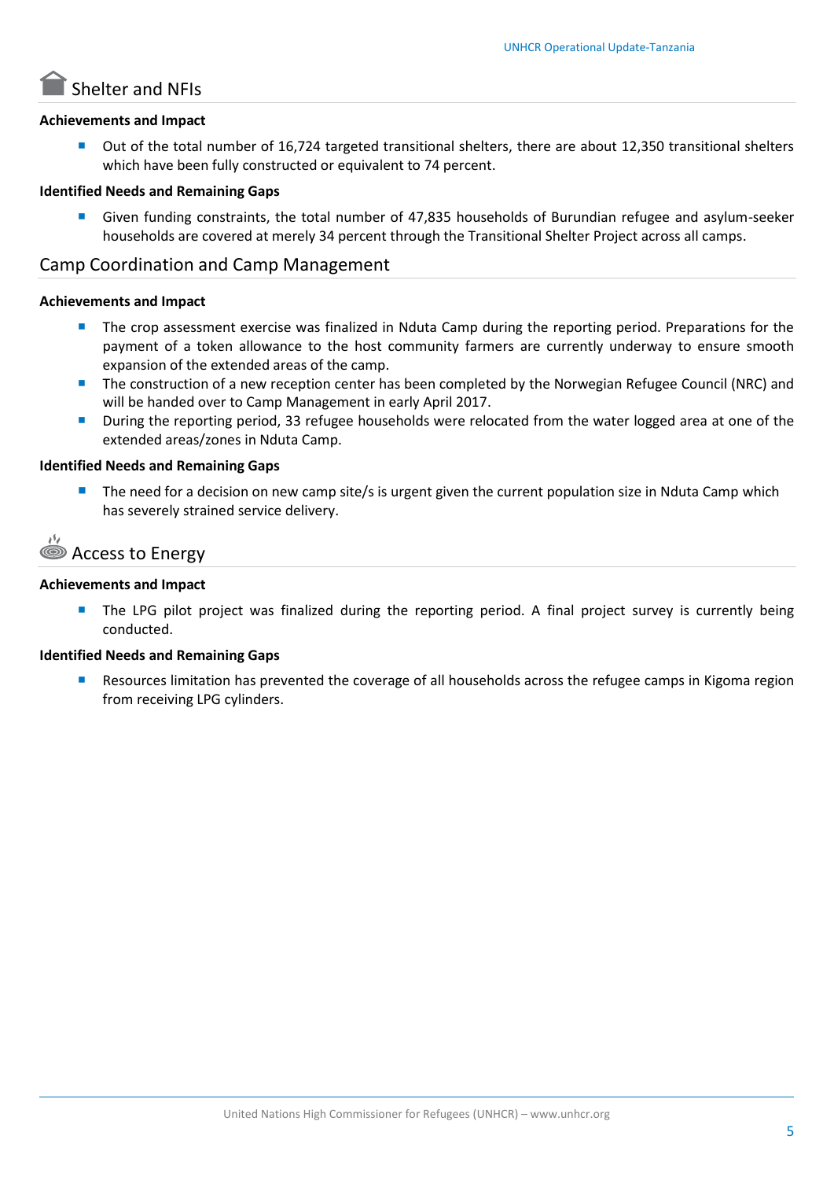## Shelter and NFIs

**Achievements and Impact**

- Out of the total number of 16,724 targeted transitional shelters, there are about 12,350 transitional shelters which have been fully constructed or equivalent to 74 percent.

**Identified Needs and Remaining Gaps**

- Given funding constraints, the total number of 47,835 households of Burundian refugee and asylum-seeker households are covered at merely 34 percent through the Transitional Shelter Project across all camps.

## Camp Coordination and Camp Management

**Achievements and Impact**

- The crop assessment exercise was finalized in Nduta Camp during the reporting period. Preparations for the payment of a token allowance to the host community farmers are currently underway to ensure smooth expansion of the extended areas of the camp.
- The construction of a new reception center has been completed by the Norwegian Refugee Council (NRC) and will be handed over to Camp Management in early April 2017.
- During the reporting period, 33 refugee households were relocated from the water logged area at one of the extended areas/zones in Nduta Camp.

**Identified Needs and Remaining Gaps**

- The need for a decision on new camp site/s is urgent given the current population size in Nduta Camp which has severely strained service delivery.

## Access to Energy

**Achievements and Impact**

- The LPG pilot project was finalized during the reporting period. A final project survey is currently being conducted.

**Identified Needs and Remaining Gaps**

- Resources limitation has prevented the coverage of all households across the refugee camps in Kigoma region from receiving LPG cylinders.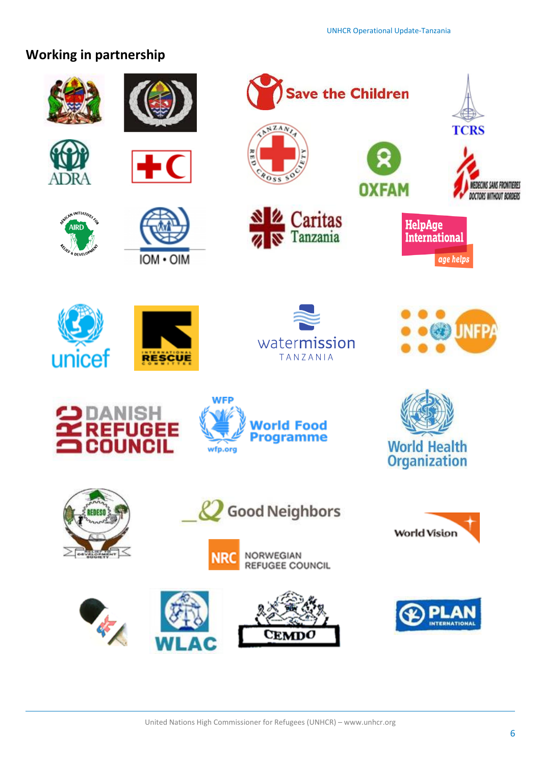## Working in partnership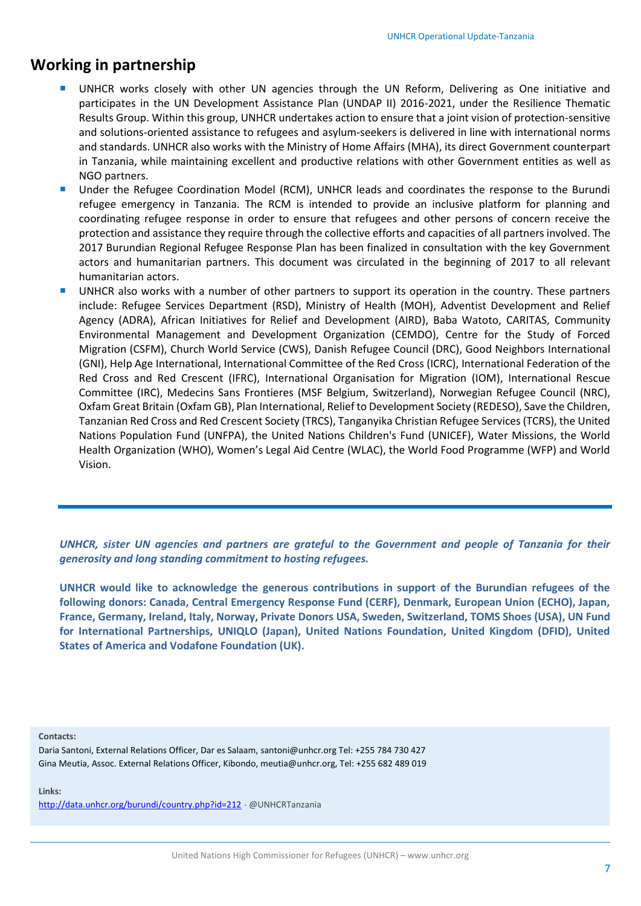## Working in partnership

- UNHCR works closely with other UN agencies through the UN Reform, Delivering as One initiative and participates in the UN Development Assistance Plan (UNDAP II) 2016-2021, under the Resilience Thematic Results Group. Within this group, UNHCR undertakes action to ensure that a joint vision of protection-sensitive and solutions-oriented assistance to refugees and asylum-seekers is delivered in line with international norms and standards. UNHCR also works with the Ministry of Home Affairs (MHA), its direct Government counterpart in Tanzania, while maintaining excellent and productive relations with other Government entities as well as NGO partners.
- Under the Refugee Coordination Model (RCM), UNHCR leads and coordinates the response to the Burundi refugee emergency in Tanzania. The RCM is intended to provide an inclusive platform for planning and coordinating refugee response in order to ensure that refugees and other persons of concern receive the protection and assistance they require through the collective efforts and capacities of all partners involved. The 2017 Burundian Regional Refugee Response Plan has been finalized in consultation with the key Government actors and humanitarian partners. This document was circulated in the beginning of 2017 to all relevant humanitarian actors.
- UNHCR also works with a number of other partners to support its operation in the country. These partners include: Refugee Services Department (RSD), Ministry of Health (MOH), Adventist Development and Relief Agency (ADRA), African Initiatives for Relief and Development (AIRD), Baba Watoto, CARITAS, Community Environmental Management and Development Organization (CEMDO), Centre for the Study of Forced Migration (CSFM), Church World Service (CWS), Danish Refugee Council (DRC), Good Neighbors International (GNI), Help Age International, International Committee of the Red Cross (ICRC), International Federation of the Red Cross and Red Crescent (IFRC), International Organisation for Migration (IOM), International Rescue Committee (IRC), Medecins Sans Frontieres (MSF Belgium, Switzerland), Norwegian Refugee Council (NRC), Oxfam Great Britain (Oxfam GB), Plan International, Relief to Development Society (REDESO), Save the Children, Tanzanian Red Cross and Red Crescent Society (TRCS), Tanganyika Christian Refugee Services (TCRS), the United Nations Population Fund (UNFPA), the United Nations Children's Fund (UNICEF), Water Missions, the World Health Organization (WHO), Women's Legal Aid Centre (WLAC), the World Food Programme (WFP) and World Vision.

***UNHCR, sister UN agencies and partners are grateful to the Government and people of Tanzania for their generosity and long standing commitment to hosting refugees.***

**UNHCR would like to acknowledge the generous contributions in support of the Burundian refugees of the following donors: Canada, Central Emergency Response Fund (CERF), Denmark, European Union (ECHO), Japan, France, Germany, Ireland, Italy, Norway, Private Donors USA, Sweden, Switzerland, TOMS Shoes (USA), UN Fund for International Partnerships, UNIQLO (Japan), United Nations Foundation, United Kingdom (DFID), United States of America and Vodafone Foundation (UK).**

**Contacts:**

Daria Santoni, External Relations Officer, Dar es Salaam, santoni@unhcr.org Tel: +255 784 730 427

Gina Meutia, Assoc. External Relations Officer, Kibondo, meutia@unhcr.org, Tel: +255 682 489 019

**Links:**

http://data.unhcr.org/burundi/country.php?id=212 - @UNHCRTanzania